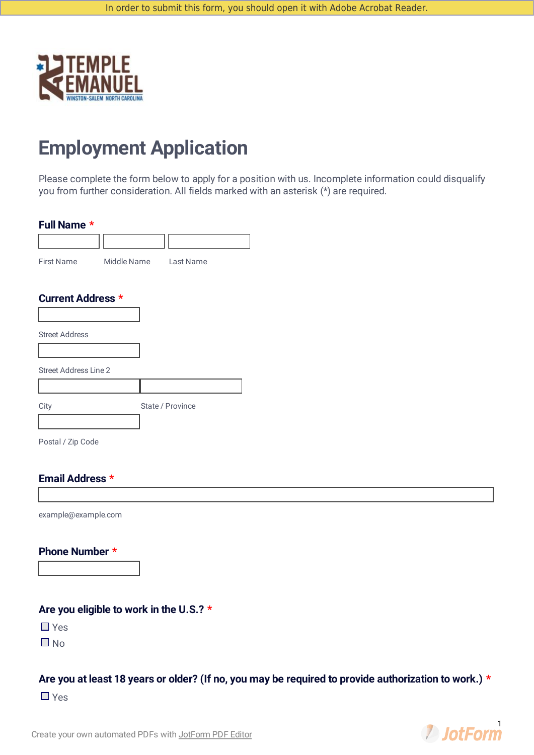In order to submit this form, you should open it with Adobe Acrobat Reader.

TEMPLE EMANUEL

WINSTON-SALEM NORTH CAROLINA

# Employment Application

Please complete the form below to apply for a position with us. Incomplete information could disqualify you from further consideration. All fields marked with an asterisk (*) are required.

**Full Name** *

First Name | Middle Name | Last Name

**Current Address** *

Street Address

Street Address Line 2

City | State / Province

Postal / Zip Code

**Email Address** *

example@example.com

**Phone Number** *

**Are you eligible to work in the U.S.?** *

☐ Yes

☐ No

**Are you at least 18 years or older? (If no, you may be required to provide authorization to work.)** *

☐ Yes

Create your own automated PDFs with JotForm PDF Editor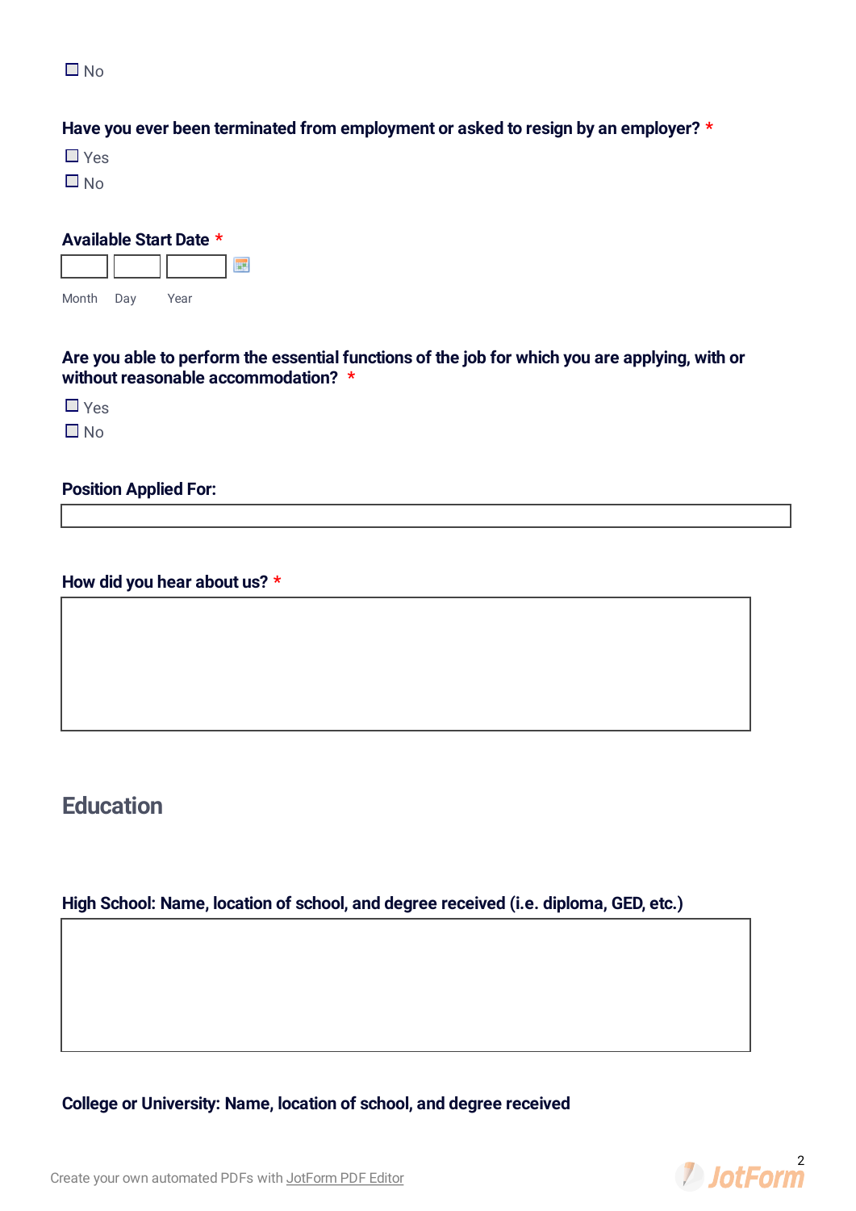☐ No

**Have you ever been terminated from employment or asked to resign by an employer?** *

☐ Yes
☐ No

**Available Start Date** *

Month Day Year

**Are you able to perform the essential functions of the job for which you are applying, with or without reasonable accommodation?** *

☐ Yes
☐ No

**Position Applied For:**

**How did you hear about us?** *

## Education

**High School: Name, location of school, and degree received (i.e. diploma, GED, etc.)**

**College or University: Name, location of school, and degree received**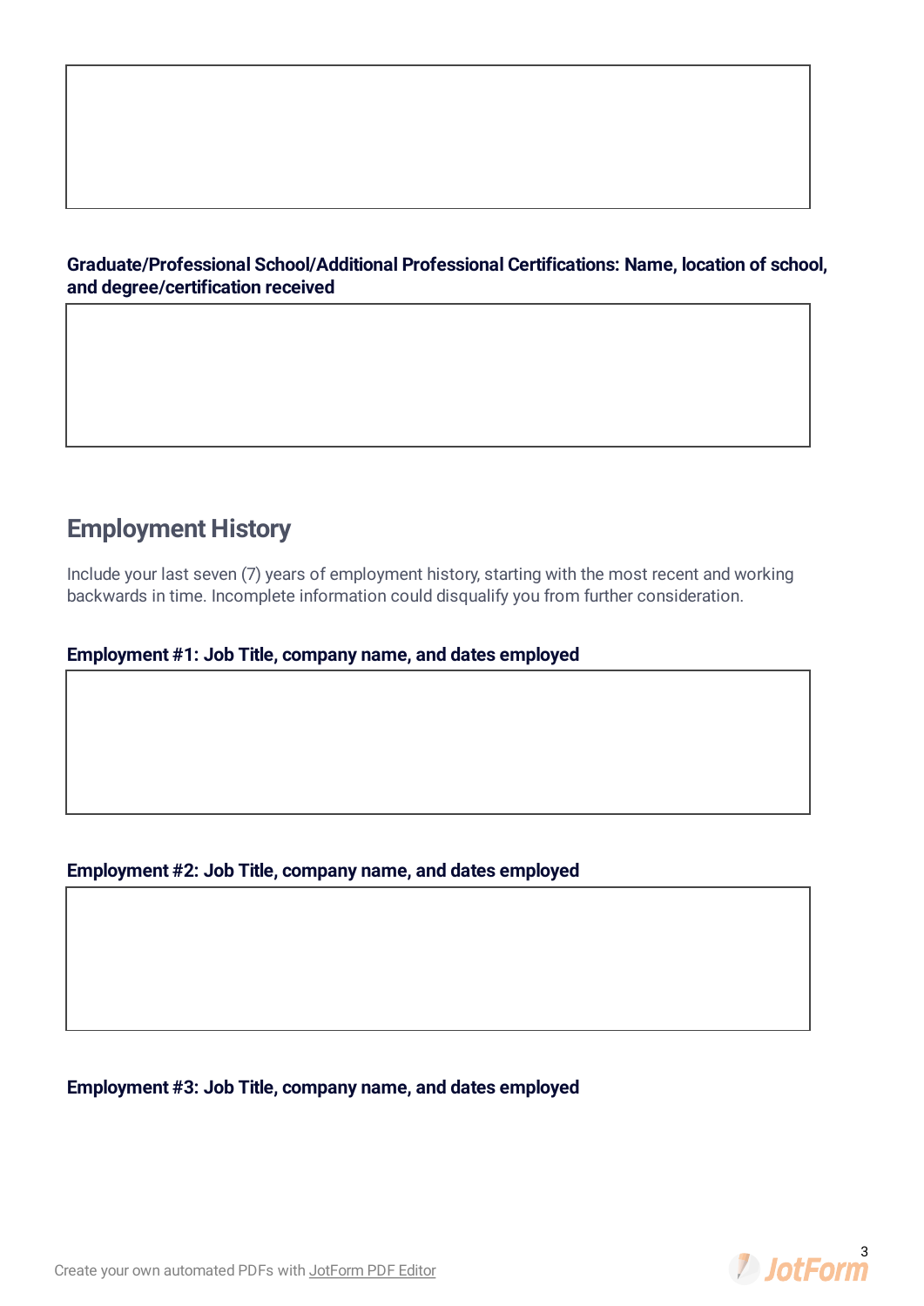**Graduate/Professional School/Additional Professional Certifications: Name, location of school, and degree/certification received**

## Employment History

Include your last seven (7) years of employment history, starting with the most recent and working backwards in time. Incomplete information could disqualify you from further consideration.

**Employment #1: Job Title, company name, and dates employed**

**Employment #2: Job Title, company name, and dates employed**

**Employment #3: Job Title, company name, and dates employed**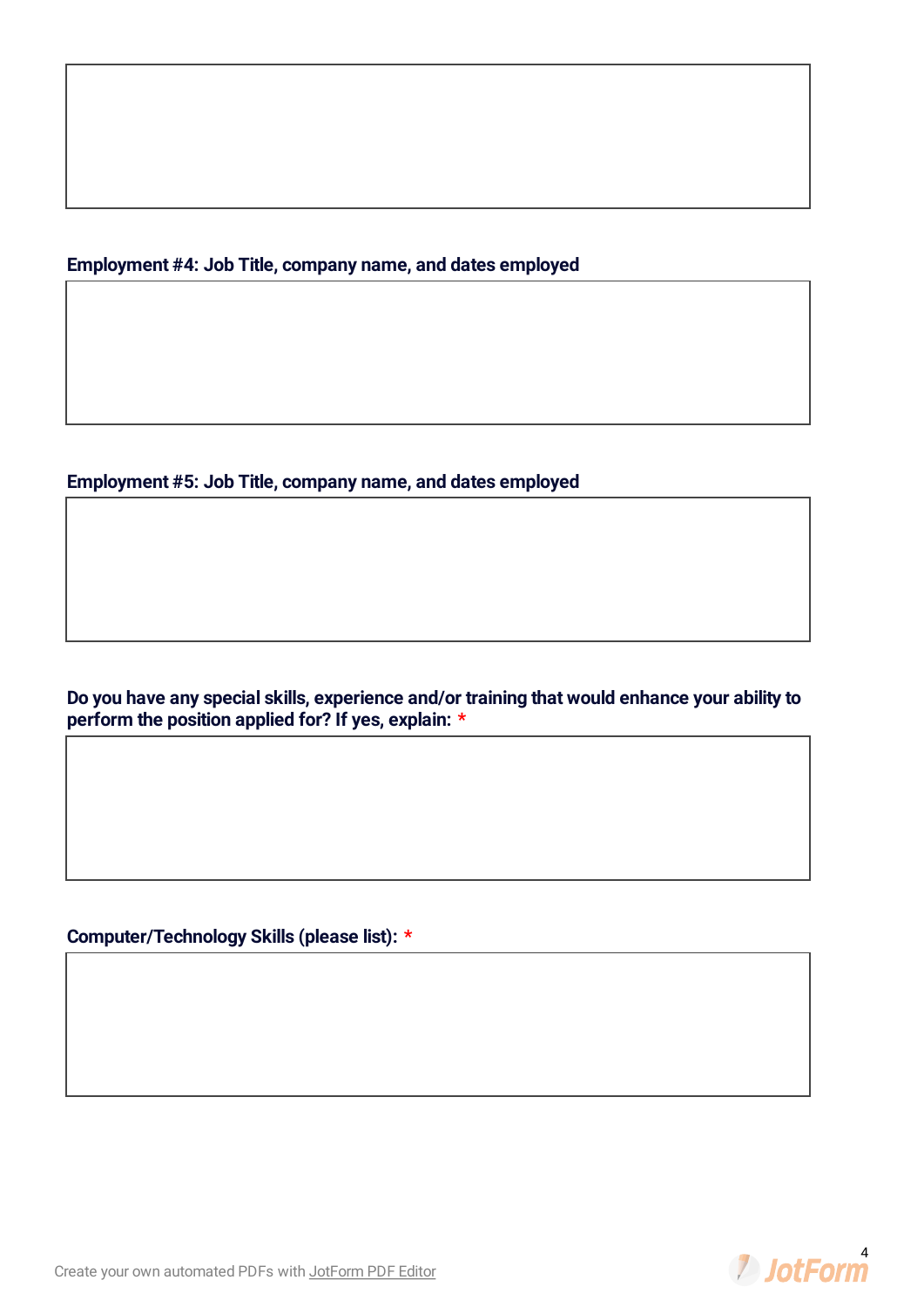**Employment #4: Job Title, company name, and dates employed**

**Employment #5: Job Title, company name, and dates employed**

**Do you have any special skills, experience and/or training that would enhance your ability to perform the position applied for? If yes, explain:** *

**Computer/Technology Skills (please list):** *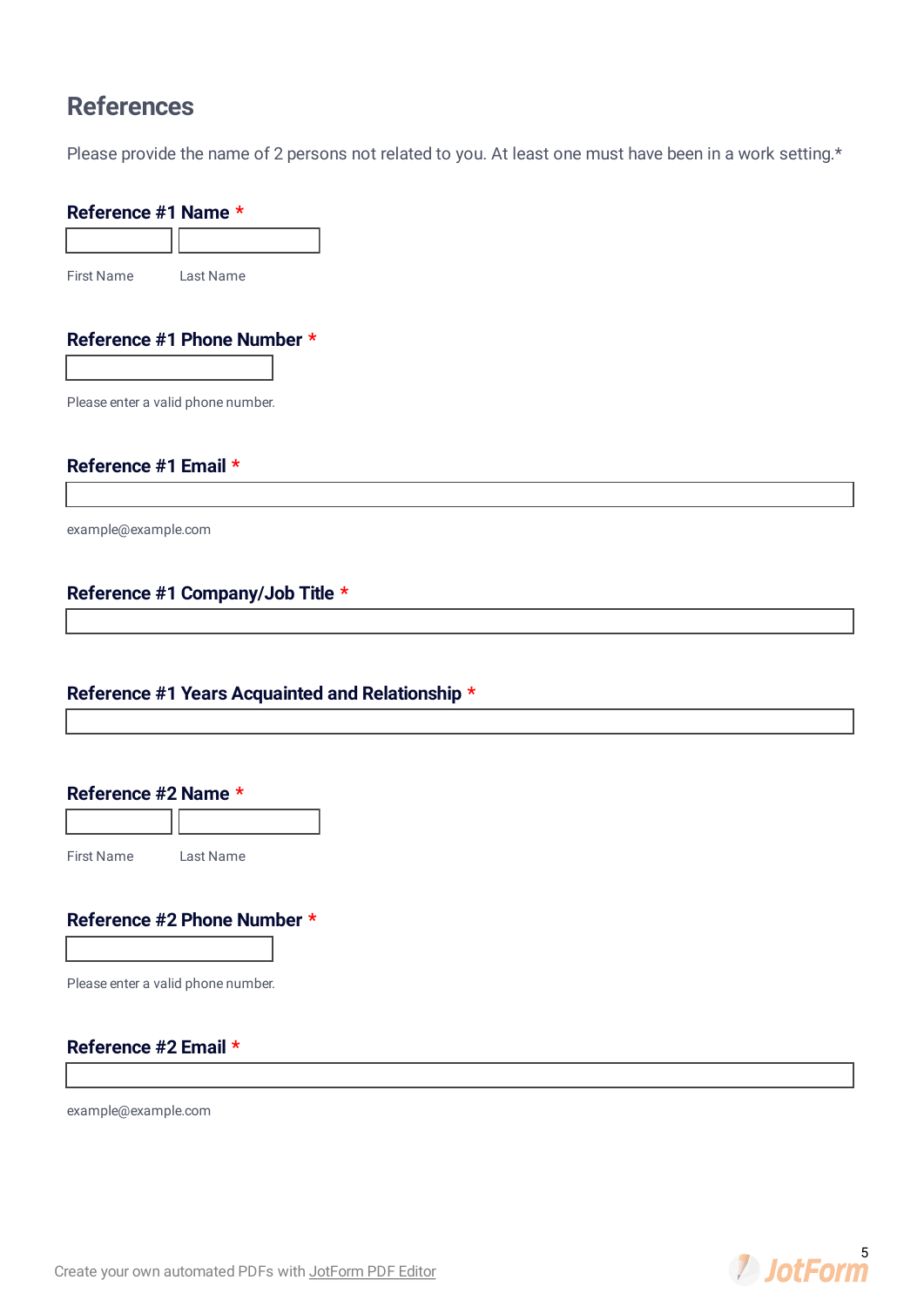## References

Please provide the name of 2 persons not related to you. At least one must have been in a work setting.*

**Reference #1 Name** *

First Name    Last Name

**Reference #1 Phone Number** *

Please enter a valid phone number.

**Reference #1 Email** *

example@example.com

**Reference #1 Company/Job Title** *

**Reference #1 Years Acquainted and Relationship** *

**Reference #2 Name** *

First Name    Last Name

**Reference #2 Phone Number** *

Please enter a valid phone number.

**Reference #2 Email** *

example@example.com

Create your own automated PDFs with JotForm PDF Editor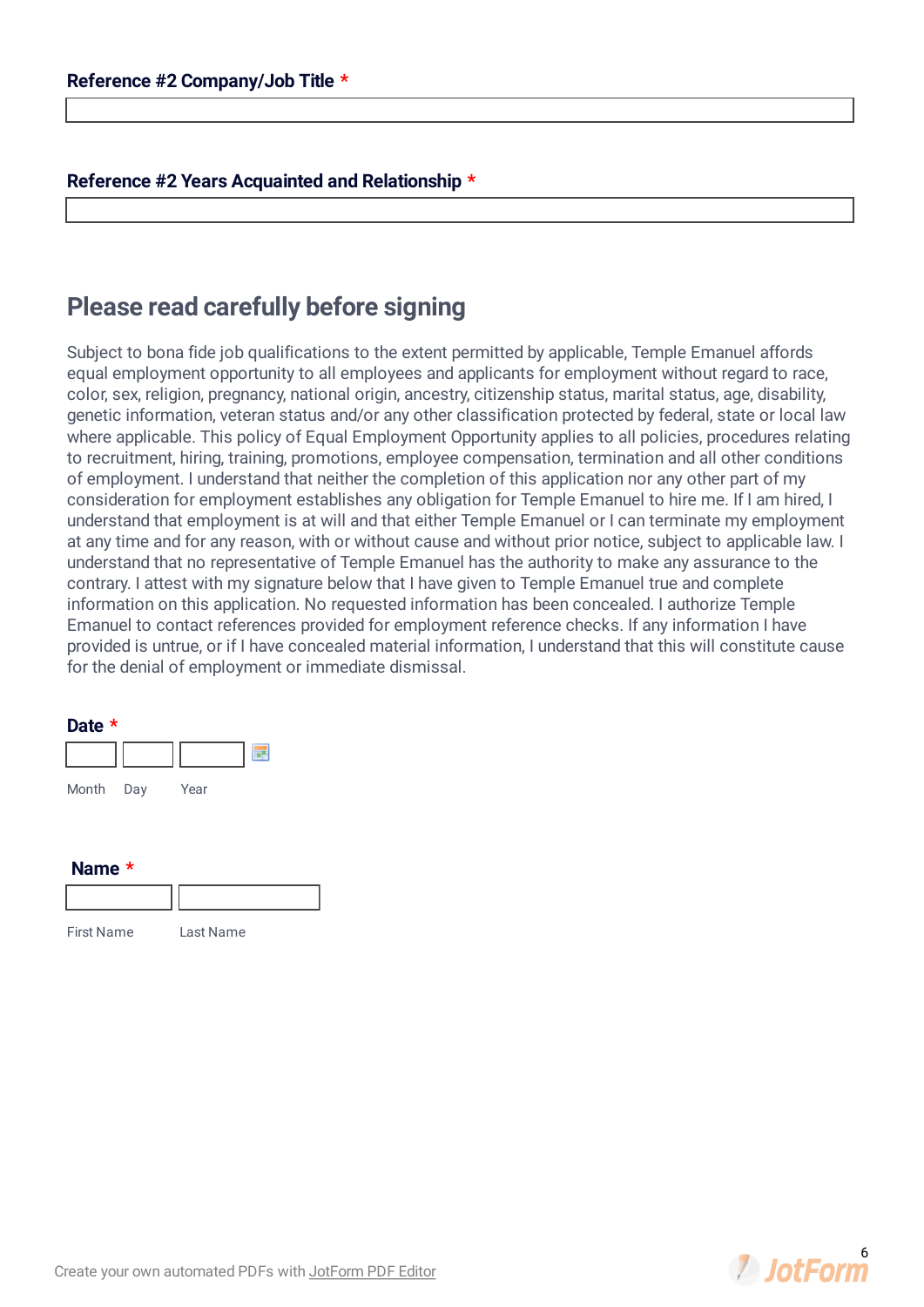**Reference #2 Company/Job Title** *

**Reference #2 Years Acquainted and Relationship** *

## Please read carefully before signing

Subject to bona fide job qualifications to the extent permitted by applicable, Temple Emanuel affords equal employment opportunity to all employees and applicants for employment without regard to race, color, sex, religion, pregnancy, national origin, ancestry, citizenship status, marital status, age, disability, genetic information, veteran status and/or any other classification protected by federal, state or local law where applicable. This policy of Equal Employment Opportunity applies to all policies, procedures relating to recruitment, hiring, training, promotions, employee compensation, termination and all other conditions of employment. I understand that neither the completion of this application nor any other part of my consideration for employment establishes any obligation for Temple Emanuel to hire me. If I am hired, I understand that employment is at will and that either Temple Emanuel or I can terminate my employment at any time and for any reason, with or without cause and without prior notice, subject to applicable law. I understand that no representative of Temple Emanuel has the authority to make any assurance to the contrary. I attest with my signature below that I have given to Temple Emanuel true and complete information on this application. No requested information has been concealed. I authorize Temple Emanuel to contact references provided for employment reference checks. If any information I have provided is untrue, or if I have concealed material information, I understand that this will constitute cause for the denial of employment or immediate dismissal.

**Date** *

Month Day Year

**Name** *

First Name Last Name

Create your own automated PDFs with JotForm PDF Editor